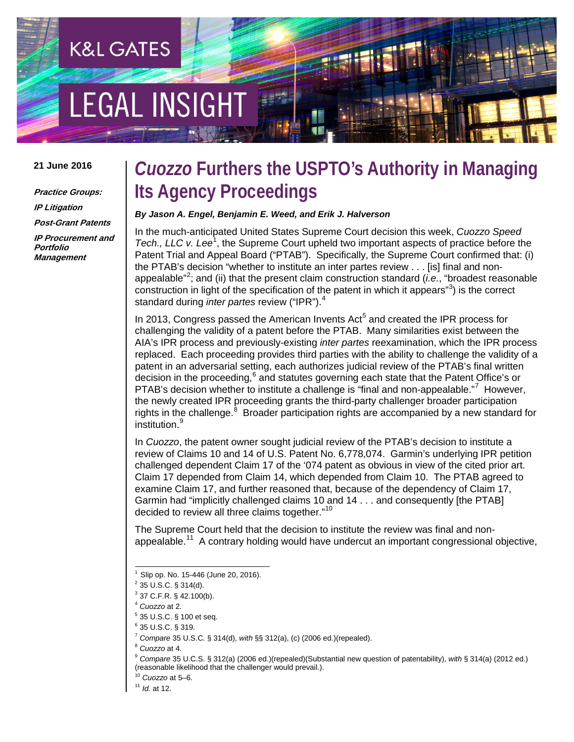K&L GATES

LEGAL INSIGHT

**21 June 2016**

***Practice Groups:***

***IP Litigation***

***Post-Grant Patents***

***IP Procurement and Portfolio Management***

# *Cuozzo* Furthers the USPTO's Authority in Managing Its Agency Proceedings

***By Jason A. Engel, Benjamin E. Weed, and Erik J. Halverson***

In the much-anticipated United States Supreme Court decision this week, *Cuozzo Speed Tech., LLC v. Lee*[1], the Supreme Court upheld two important aspects of practice before the Patent Trial and Appeal Board ("PTAB"). Specifically, the Supreme Court confirmed that: (i) the PTAB's decision "whether to institute an inter partes review . . . [is] final and non-appealable"[2]; and (ii) that the present claim construction standard (*i.e.*, "broadest reasonable construction in light of the specification of the patent in which it appears"[3]) is the correct standard during *inter partes* review ("IPR").[4]

In 2013, Congress passed the American Invents Act[5] and created the IPR process for challenging the validity of a patent before the PTAB. Many similarities exist between the AIA's IPR process and previously-existing *inter partes* reexamination, which the IPR process replaced. Each proceeding provides third parties with the ability to challenge the validity of a patent in an adversarial setting, each authorizes judicial review of the PTAB's final written decision in the proceeding,[6] and statutes governing each state that the Patent Office's or PTAB's decision whether to institute a challenge is "final and non-appealable."[7] However, the newly created IPR proceeding grants the third-party challenger broader participation rights in the challenge.[8] Broader participation rights are accompanied by a new standard for institution.[9]

In *Cuozzo*, the patent owner sought judicial review of the PTAB's decision to institute a review of Claims 10 and 14 of U.S. Patent No. 6,778,074. Garmin's underlying IPR petition challenged dependent Claim 17 of the '074 patent as obvious in view of the cited prior art. Claim 17 depended from Claim 14, which depended from Claim 10. The PTAB agreed to examine Claim 17, and further reasoned that, because of the dependency of Claim 17, Garmin had "implicitly challenged claims 10 and 14 . . . and consequently [the PTAB] decided to review all three claims together."[10]

The Supreme Court held that the decision to institute the review was final and non-appealable.[11] A contrary holding would have undercut an important congressional objective,

---

[1] Slip op. No. 15-446 (June 20, 2016).

[2] 35 U.S.C. § 314(d).

[3] 37 C.F.R. § 42.100(b).

[4] *Cuozzo* at 2.

[5] 35 U.S.C. § 100 et seq.

[6] 35 U.S.C. § 319.

[7] *Compare* 35 U.S.C. § 314(d), *with* §§ 312(a), (c) (2006 ed.)(repealed).

[8] *Cuozzo* at 4.

[9] *Compare* 35 U.C.S. § 312(a) (2006 ed.)(repealed)(Substantial new question of patentability), *with* § 314(a) (2012 ed.) (reasonable likelihood that the challenger would prevail.).

[10] *Cuozzo* at 5–6.

[11] *Id.* at 12.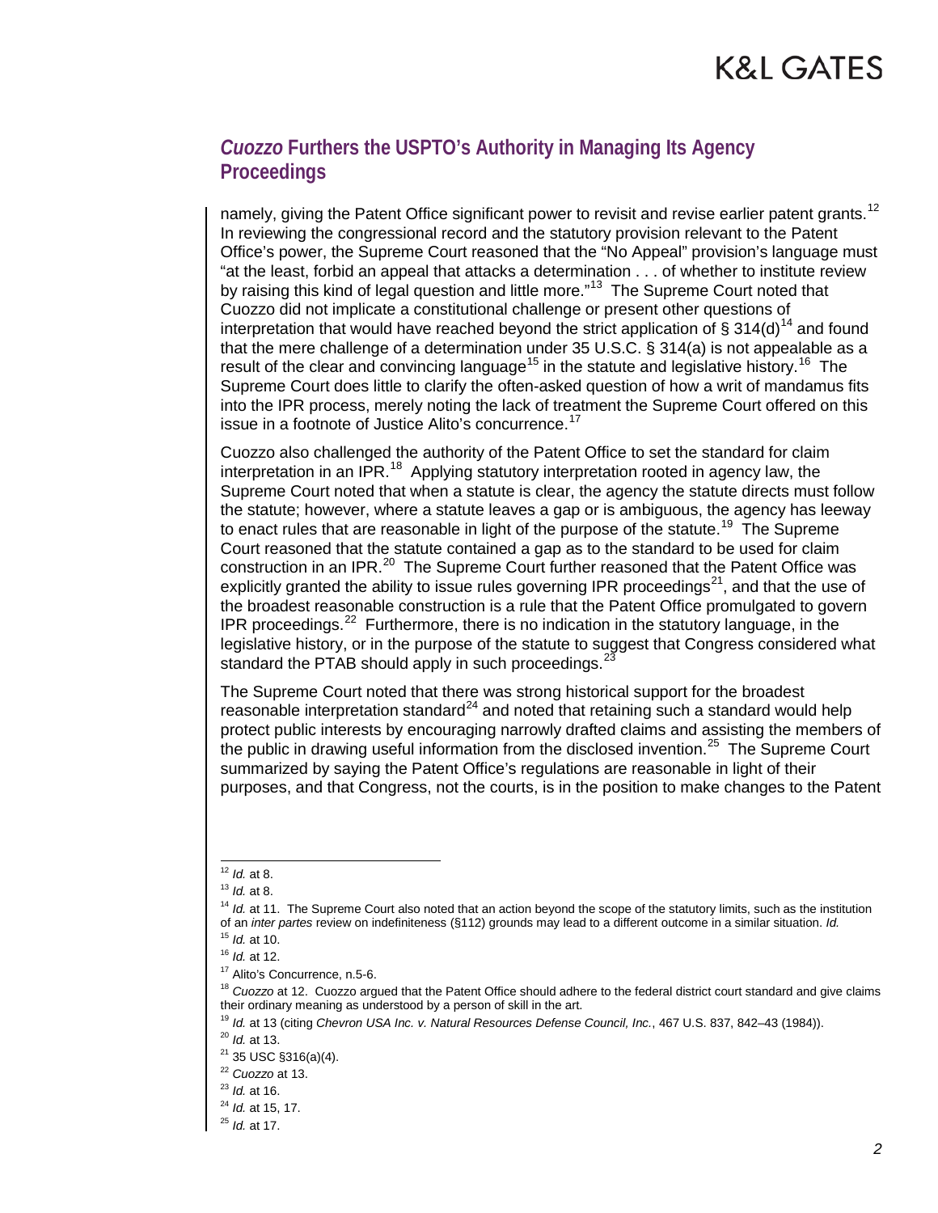## *Cuozzo* Furthers the USPTO's Authority in Managing Its Agency Proceedings

namely, giving the Patent Office significant power to revisit and revise earlier patent grants.[12] In reviewing the congressional record and the statutory provision relevant to the Patent Office's power, the Supreme Court reasoned that the "No Appeal" provision's language must "at the least, forbid an appeal that attacks a determination . . . of whether to institute review by raising this kind of legal question and little more."[13] The Supreme Court noted that Cuozzo did not implicate a constitutional challenge or present other questions of interpretation that would have reached beyond the strict application of § 314(d)[14] and found that the mere challenge of a determination under 35 U.S.C. § 314(a) is not appealable as a result of the clear and convincing language[15] in the statute and legislative history.[16] The Supreme Court does little to clarify the often-asked question of how a writ of mandamus fits into the IPR process, merely noting the lack of treatment the Supreme Court offered on this issue in a footnote of Justice Alito's concurrence.[17]

Cuozzo also challenged the authority of the Patent Office to set the standard for claim interpretation in an IPR.[18] Applying statutory interpretation rooted in agency law, the Supreme Court noted that when a statute is clear, the agency the statute directs must follow the statute; however, where a statute leaves a gap or is ambiguous, the agency has leeway to enact rules that are reasonable in light of the purpose of the statute.[19] The Supreme Court reasoned that the statute contained a gap as to the standard to be used for claim construction in an IPR.[20] The Supreme Court further reasoned that the Patent Office was explicitly granted the ability to issue rules governing IPR proceedings[21], and that the use of the broadest reasonable construction is a rule that the Patent Office promulgated to govern IPR proceedings.[22] Furthermore, there is no indication in the statutory language, in the legislative history, or in the purpose of the statute to suggest that Congress considered what standard the PTAB should apply in such proceedings.[23]

The Supreme Court noted that there was strong historical support for the broadest reasonable interpretation standard[24] and noted that retaining such a standard would help protect public interests by encouraging narrowly drafted claims and assisting the members of the public in drawing useful information from the disclosed invention.[25] The Supreme Court summarized by saying the Patent Office's regulations are reasonable in light of their purposes, and that Congress, not the courts, is in the position to make changes to the Patent

---

[12] *Id.* at 8.

[13] *Id.* at 8.

[14] *Id.* at 11. The Supreme Court also noted that an action beyond the scope of the statutory limits, such as the institution of an *inter partes* review on indefiniteness (§112) grounds may lead to a different outcome in a similar situation. *Id.*

[15] *Id.* at 10.

[16] *Id.* at 12.

[17] Alito's Concurrence, n.5-6.

[18] *Cuozzo* at 12. Cuozzo argued that the Patent Office should adhere to the federal district court standard and give claims their ordinary meaning as understood by a person of skill in the art.

[19] *Id.* at 13 (citing *Chevron USA Inc. v. Natural Resources Defense Council, Inc.*, 467 U.S. 837, 842–43 (1984)).

[20] *Id.* at 13.

[21] 35 USC §316(a)(4).

[22] *Cuozzo* at 13.

[23] *Id.* at 16.

[24] *Id.* at 15, 17.

[25] *Id.* at 17.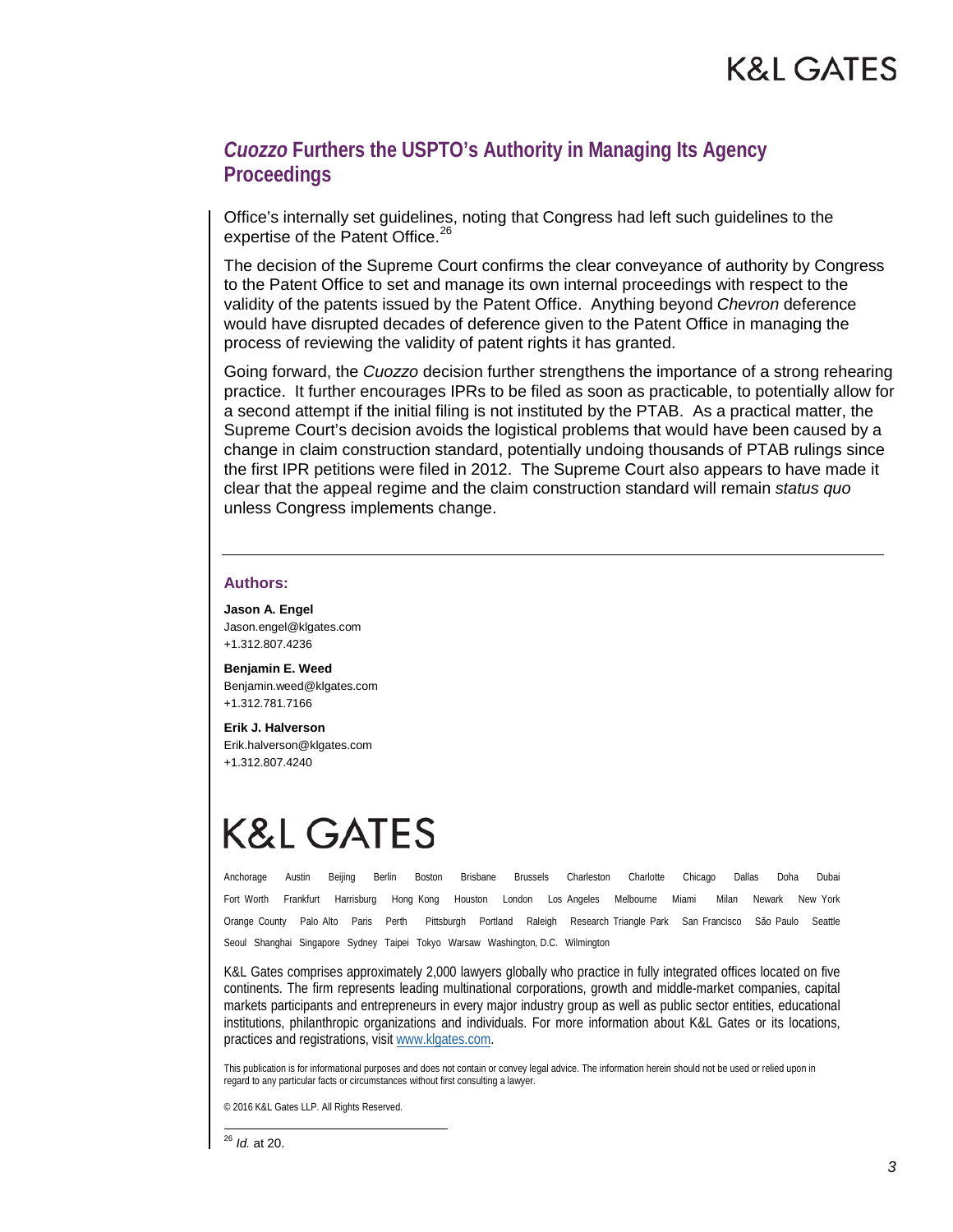## *Cuozzo* Furthers the USPTO's Authority in Managing Its Agency Proceedings

Office's internally set guidelines, noting that Congress had left such guidelines to the expertise of the Patent Office.[26]

The decision of the Supreme Court confirms the clear conveyance of authority by Congress to the Patent Office to set and manage its own internal proceedings with respect to the validity of the patents issued by the Patent Office. Anything beyond *Chevron* deference would have disrupted decades of deference given to the Patent Office in managing the process of reviewing the validity of patent rights it has granted.

Going forward, the *Cuozzo* decision further strengthens the importance of a strong rehearing practice. It further encourages IPRs to be filed as soon as practicable, to potentially allow for a second attempt if the initial filing is not instituted by the PTAB. As a practical matter, the Supreme Court's decision avoids the logistical problems that would have been caused by a change in claim construction standard, potentially undoing thousands of PTAB rulings since the first IPR petitions were filed in 2012. The Supreme Court also appears to have made it clear that the appeal regime and the claim construction standard will remain *status quo* unless Congress implements change.

---

**Authors:**

**Jason A. Engel**
Jason.engel@klgates.com
+1.312.807.4236

**Benjamin E. Weed**
Benjamin.weed@klgates.com
+1.312.781.7166

**Erik J. Halverson**
Erik.halverson@klgates.com
+1.312.807.4240

# K&L GATES

Anchorage Austin Beijing Berlin Boston Brisbane Brussels Charleston Charlotte Chicago Dallas Doha Dubai Fort Worth Frankfurt Harrisburg Hong Kong Houston London Los Angeles Melbourne Miami Milan Newark New York Orange County Palo Alto Paris Perth Pittsburgh Portland Raleigh Research Triangle Park San Francisco São Paulo Seattle Seoul Shanghai Singapore Sydney Taipei Tokyo Warsaw Washington, D.C. Wilmington

K&L Gates comprises approximately 2,000 lawyers globally who practice in fully integrated offices located on five continents. The firm represents leading multinational corporations, growth and middle-market companies, capital markets participants and entrepreneurs in every major industry group as well as public sector entities, educational institutions, philanthropic organizations and individuals. For more information about K&L Gates or its locations, practices and registrations, visit www.klgates.com.

This publication is for informational purposes and does not contain or convey legal advice. The information herein should not be used or relied upon in regard to any particular facts or circumstances without first consulting a lawyer.

© 2016 K&L Gates LLP. All Rights Reserved.

[26] *Id.* at 20.